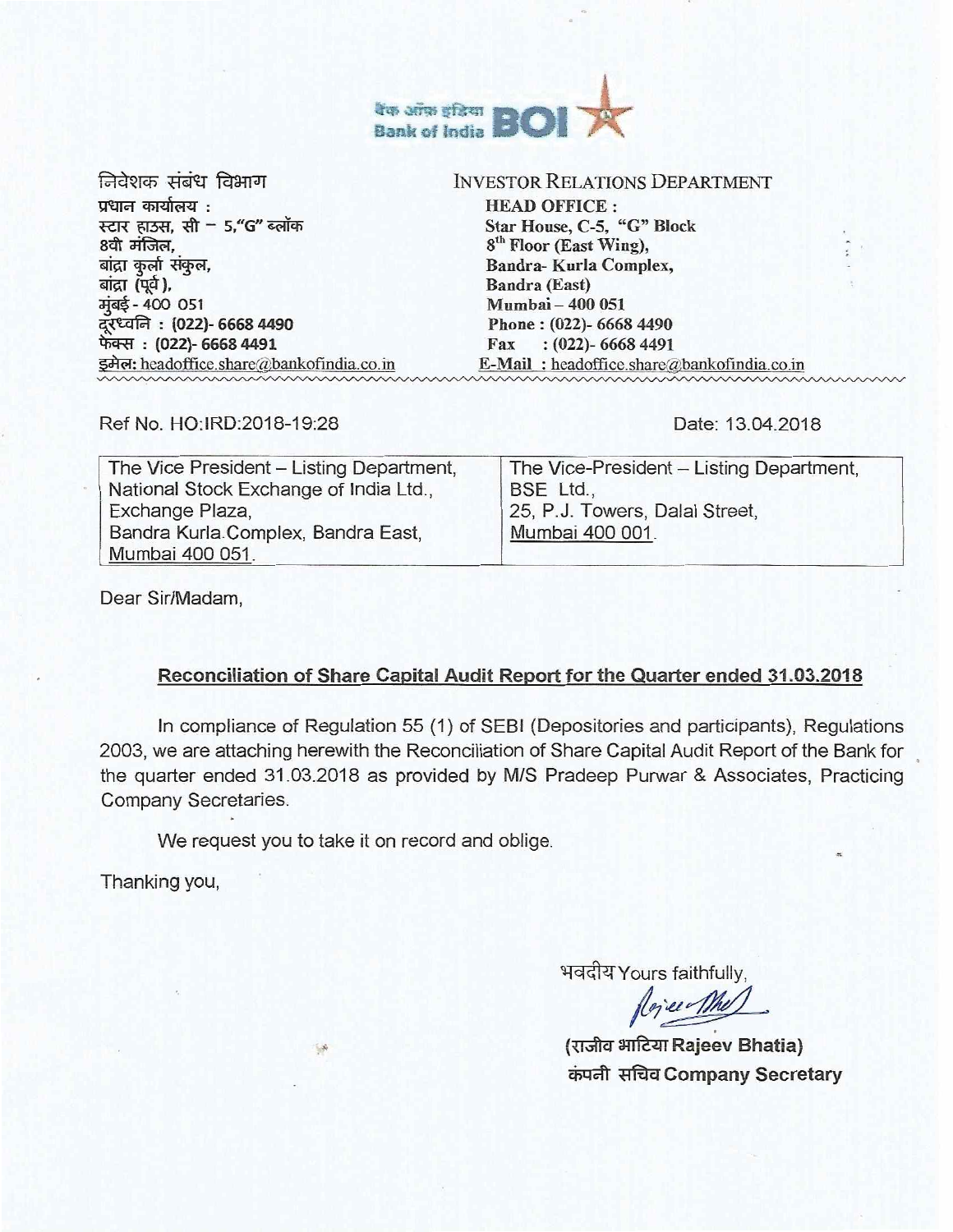बैंक ऑफ इंडिया Bank of India BOI

निवेशक संबंध विभाग
प्रधान कार्यालय :
स्टार हाउस, सी – 5,"G" ब्लॉक
8वी मंजिल,
बांद्रा कुर्ला संकुल,
बांद्रा (पूर्व),
मुंबई - 400 051
दूरध्वनि : (022)- 6668 4490
फेक्स : (022)- 6668 4491
इमेल: headoffice.share@bankofindia.co.in

INVESTOR RELATIONS DEPARTMENT
HEAD OFFICE :
Star House, C-5, "G" Block
8th Floor (East Wing),
Bandra- Kurla Complex,
Bandra (East)
Mumbai – 400 051
Phone : (022)- 6668 4490
Fax : (022)- 6668 4491
E-Mail : headoffice.share@bankofindia.co.in

Ref No. HO:IRD:2018-19:28

Date: 13.04.2018

| The Vice President – Listing Department, National Stock Exchange of India Ltd., Exchange Plaza, Bandra Kurla Complex, Bandra East, Mumbai 400 051. | The Vice-President – Listing Department, BSE Ltd., 25, P.J. Towers, Dalal Street, Mumbai 400 001. |
|---|---|

Dear Sir/Madam,

**Reconciliation of Share Capital Audit Report for the Quarter ended 31.03.2018**

In compliance of Regulation 55 (1) of SEBI (Depositories and participants), Regulations 2003, we are attaching herewith the Reconciliation of Share Capital Audit Report of the Bank for the quarter ended 31.03.2018 as provided by M/S Pradeep Purwar & Associates, Practicing Company Secretaries.

We request you to take it on record and oblige.

Thanking you,

भवदीय Yours faithfully,

(राजीव भाटिया Rajeev Bhatia)
कंपनी सचिव Company Secretary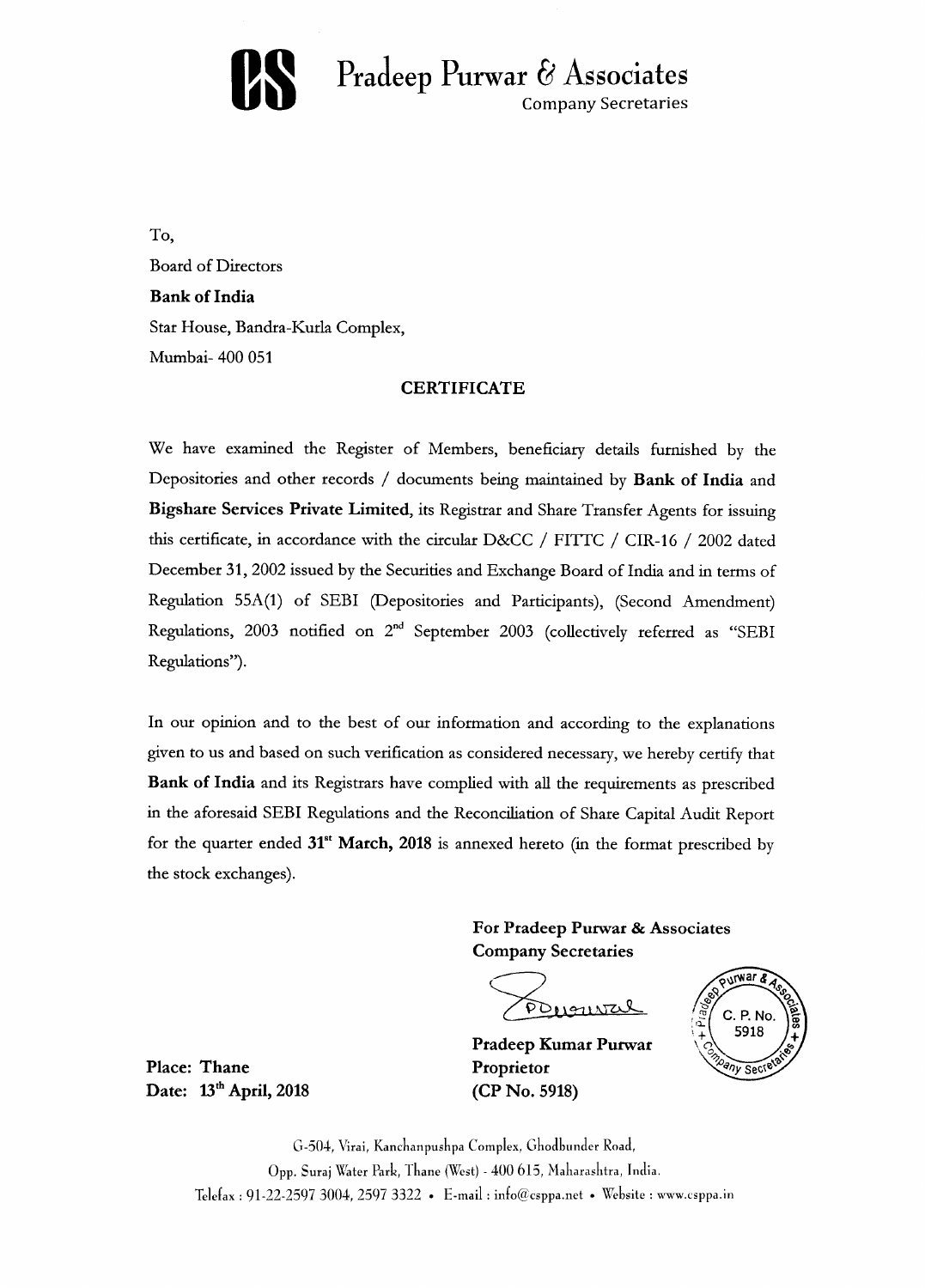# Pradeep Purwar & Associates

Company Secretaries

To,

Board of Directors

**Bank of India**

Star House, Bandra-Kurla Complex,

Mumbai- 400 051

## CERTIFICATE

We have examined the Register of Members, beneficiary details furnished by the Depositories and other records / documents being maintained by **Bank of India** and **Bigshare Services Private Limited**, its Registrar and Share Transfer Agents for issuing this certificate, in accordance with the circular D&CC / FITTC / CIR-16 / 2002 dated December 31, 2002 issued by the Securities and Exchange Board of India and in terms of Regulation 55A(1) of SEBI (Depositories and Participants), (Second Amendment) Regulations, 2003 notified on 2nd September 2003 (collectively referred as "SEBI Regulations").

In our opinion and to the best of our information and according to the explanations given to us and based on such verification as considered necessary, we hereby certify that **Bank of India** and its Registrars have complied with all the requirements as prescribed in the aforesaid SEBI Regulations and the Reconciliation of Share Capital Audit Report for the quarter ended **31st March, 2018** is annexed hereto (in the format prescribed by the stock exchanges).

**For Pradeep Purwar & Associates**
**Company Secretaries**

**Pradeep Kumar Purwar**
**Proprietor**
**(CP No. 5918)**

**Place: Thane**
**Date: 13th April, 2018**

G-504, Virai, Kanchanpushpa Complex, Ghodbunder Road,
Opp. Suraj Water Park, Thane (West) - 400 615, Maharashtra, India.
Telefax : 91-22-2597 3004, 2597 3322 • E-mail : info@csppa.net • Website : www.csppa.in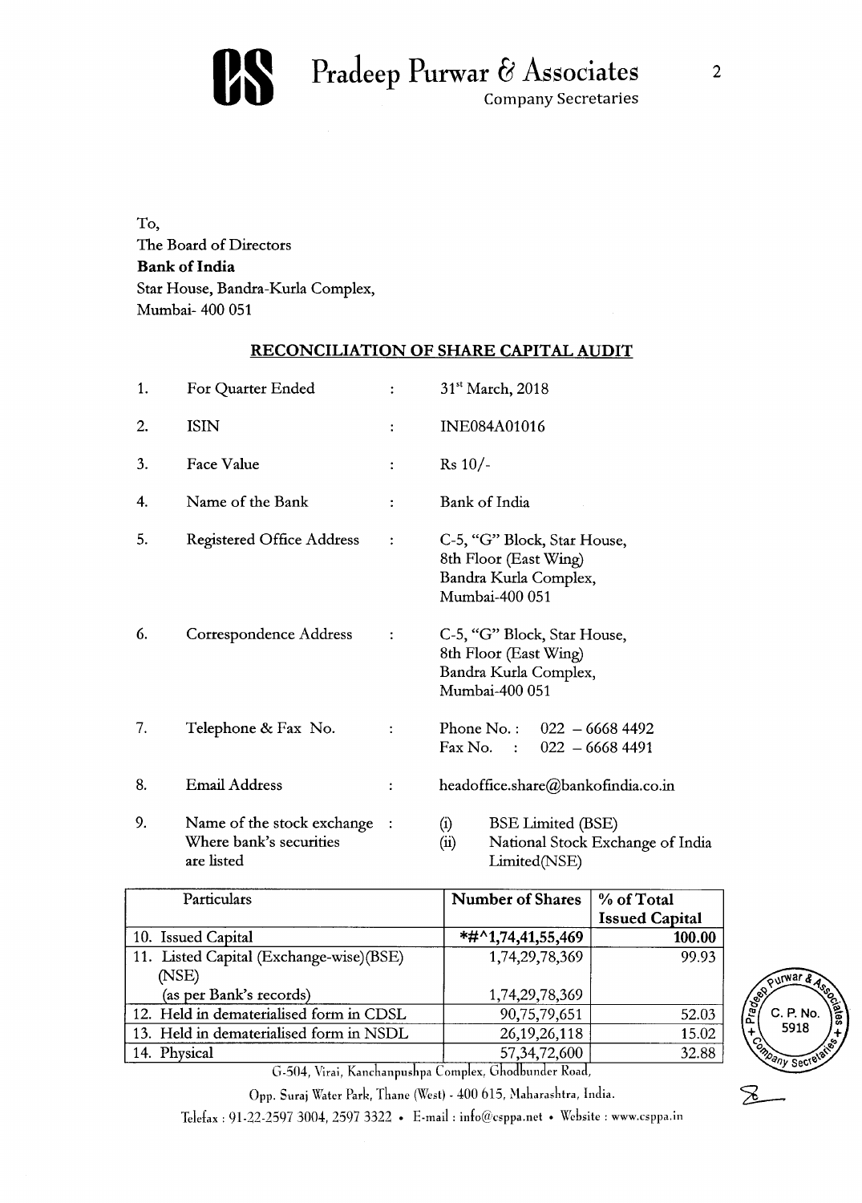Pradeep Purwar & Associates
Company Secretaries

To,
The Board of Directors
**Bank of India**
Star House, Bandra-Kurla Complex,
Mumbai- 400 051

## RECONCILIATION OF SHARE CAPITAL AUDIT

| | | | |
|---|---|---|---|
| 1. | For Quarter Ended | : | 31st March, 2018 |
| 2. | ISIN | : | INE084A01016 |
| 3. | Face Value | : | Rs 10/- |
| 4. | Name of the Bank | : | Bank of India |
| 5. | Registered Office Address | : | C-5, "G" Block, Star House, 8th Floor (East Wing) Bandra Kurla Complex, Mumbai-400 051 |
| 6. | Correspondence Address | : | C-5, "G" Block, Star House, 8th Floor (East Wing) Bandra Kurla Complex, Mumbai-400 051 |
| 7. | Telephone & Fax No. | : | Phone No. : 022 – 6668 4492<br>Fax No. : 022 – 6668 4491 |
| 8. | Email Address | : | headoffice.share@bankofindia.co.in |
| 9. | Name of the stock exchange Where bank's securities are listed | : | (i) BSE Limited (BSE)<br>(ii) National Stock Exchange of India Limited(NSE) |

| Particulars | Number of Shares | % of Total Issued Capital |
|---|---|---|
| 10. Issued Capital | *#^1,74,41,55,469 | **100.00** |
| 11. Listed Capital (Exchange-wise)(BSE) (NSE) | 1,74,29,78,369 | 99.93 |
| (as per Bank's records) | 1,74,29,78,369 | |
| 12. Held in dematerialised form in CDSL | 90,75,79,651 | 52.03 |
| 13. Held in dematerialised form in NSDL | 26,19,26,118 | 15.02 |
| 14. Physical | 57,34,72,600 | 32.88 |

G-504, Virai, Kanchanpushpa Complex, Ghodbunder Road,
Opp. Suraj Water Park, Thane (West) - 400 615, Maharashtra, India.
Telefax : 91-22-2597 3004, 2597 3322 • E-mail : info@csppa.net • Website : www.csppa.in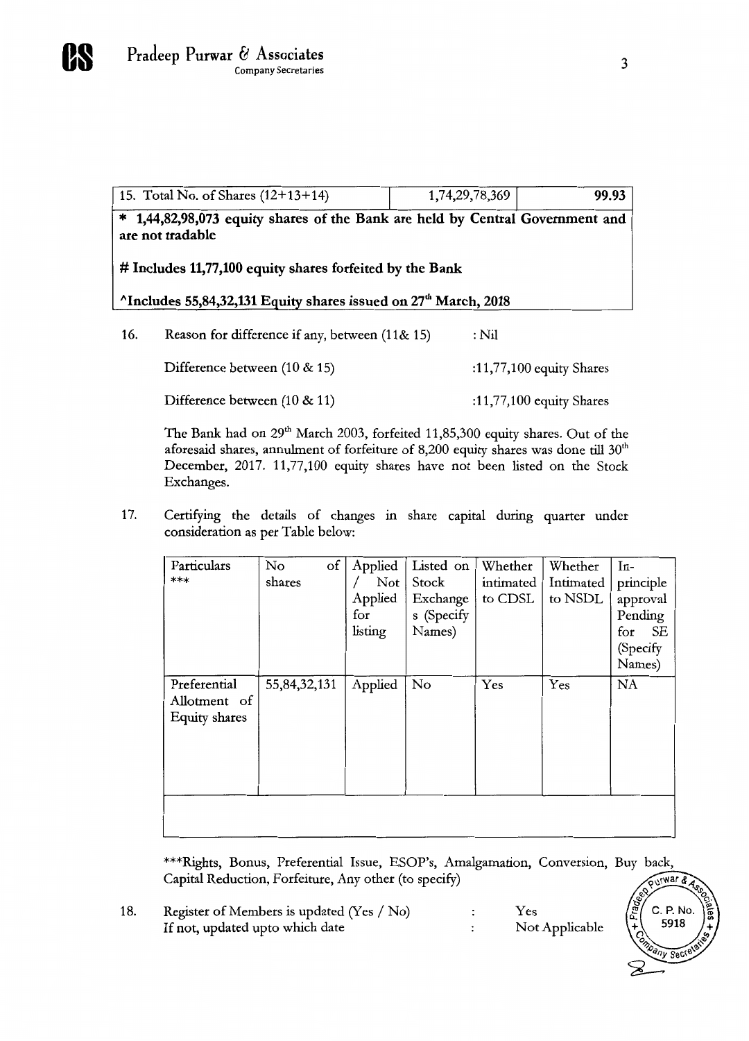| 15. Total No. of Shares (12+13+14) | 1,74,29,78,369 | **99.93** |
|---|---|---|
| **\* 1,44,82,98,073 equity shares of the Bank are held by Central Government and are not tradable** | | |
| **# Includes 11,77,100 equity shares forfeited by the Bank** | | |
| **^Includes 55,84,32,131 Equity shares issued on 27th March, 2018** | | |

16. Reason for difference if any, between (11& 15) : Nil

    Difference between (10 & 15) :11,77,100 equity Shares

    Difference between (10 & 11) :11,77,100 equity Shares

    The Bank had on 29th March 2003, forfeited 11,85,300 equity shares. Out of the aforesaid shares, annulment of forfeiture of 8,200 equity shares was done till 30th December, 2017. 11,77,100 equity shares have not been listed on the Stock Exchanges.

17. Certifying the details of changes in share capital during quarter under consideration as per Table below:

| Particulars *** | No of shares | Applied / Not Applied for listing | Listed on Stock Exchanges (Specify Names) | Whether intimated to CDSL | Whether Intimated to NSDL | In-principle approval Pending for SE (Specify Names) |
|---|---|---|---|---|---|---|
| Preferential Allotment of Equity shares | 55,84,32,131 | Applied | No | Yes | Yes | NA |
| | | | | | | |

***Rights, Bonus, Preferential Issue, ESOP's, Amalgamation, Conversion, Buy back, Capital Reduction, Forfeiture, Any other (to specify)

18. Register of Members is updated (Yes / No) : Yes
    If not, updated upto which date : Not Applicable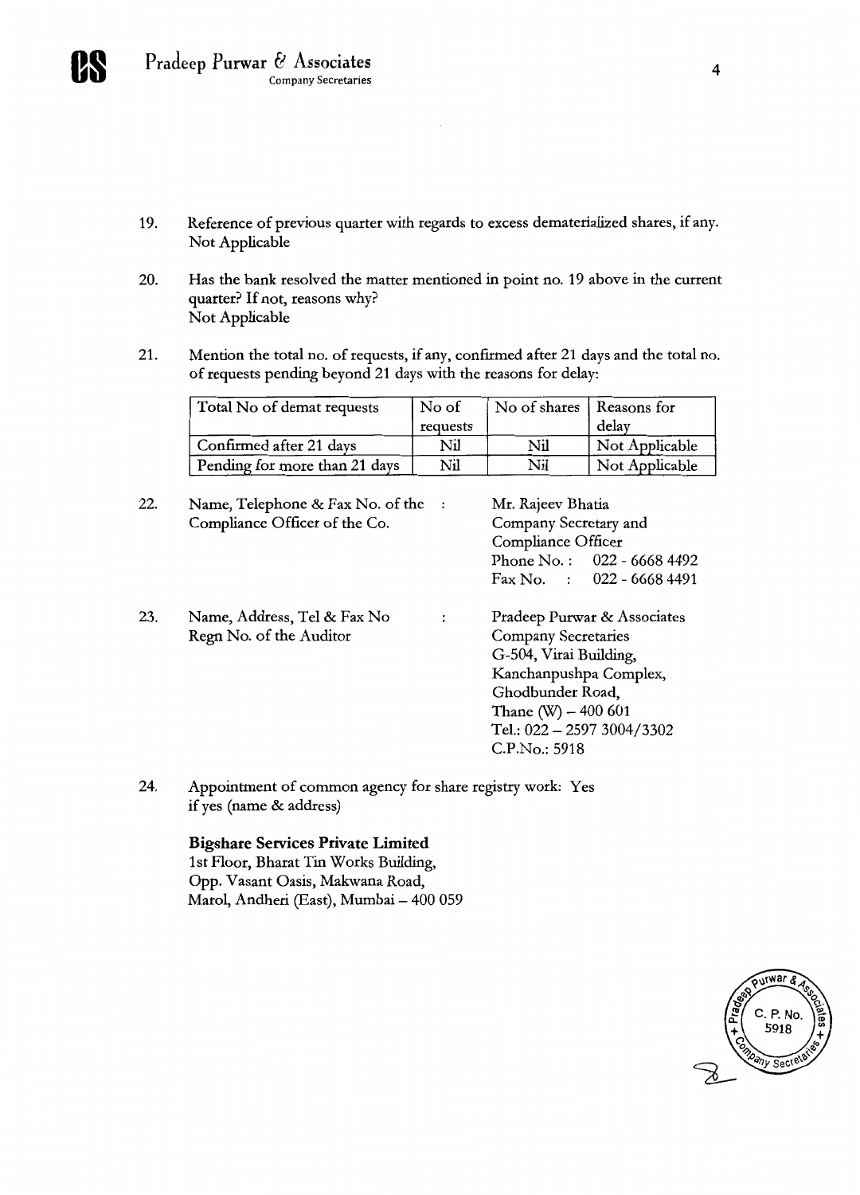19. Reference of previous quarter with regards to excess dematerialized shares, if any.
    Not Applicable

20. Has the bank resolved the matter mentioned in point no. 19 above in the current quarter? If not, reasons why?
    Not Applicable

21. Mention the total no. of requests, if any, confirmed after 21 days and the total no. of requests pending beyond 21 days with the reasons for delay:

| Total No of demat requests | No of requests | No of shares | Reasons for delay |
|---|---|---|---|
| Confirmed after 21 days | Nil | Nil | Not Applicable |
| Pending for more than 21 days | Nil | Nil | Not Applicable |

22. Name, Telephone & Fax No. of the Compliance Officer of the Co. : Mr. Rajeev Bhatia
    Company Secretary and Compliance Officer
    Phone No. : 022 - 6668 4492
    Fax No. : 022 - 6668 4491

23. Name, Address, Tel & Fax No Regn No. of the Auditor : Pradeep Purwar & Associates
    Company Secretaries
    G-504, Virai Building,
    Kanchanpushpa Complex,
    Ghodbunder Road,
    Thane (W) – 400 601
    Tel.: 022 – 2597 3004/3302
    C.P.No.: 5918

24. Appointment of common agency for share registry work: Yes
    if yes (name & address)

    **Bigshare Services Private Limited**
    1st Floor, Bharat Tin Works Building,
    Opp. Vasant Oasis, Makwana Road,
    Marol, Andheri (East), Mumbai – 400 059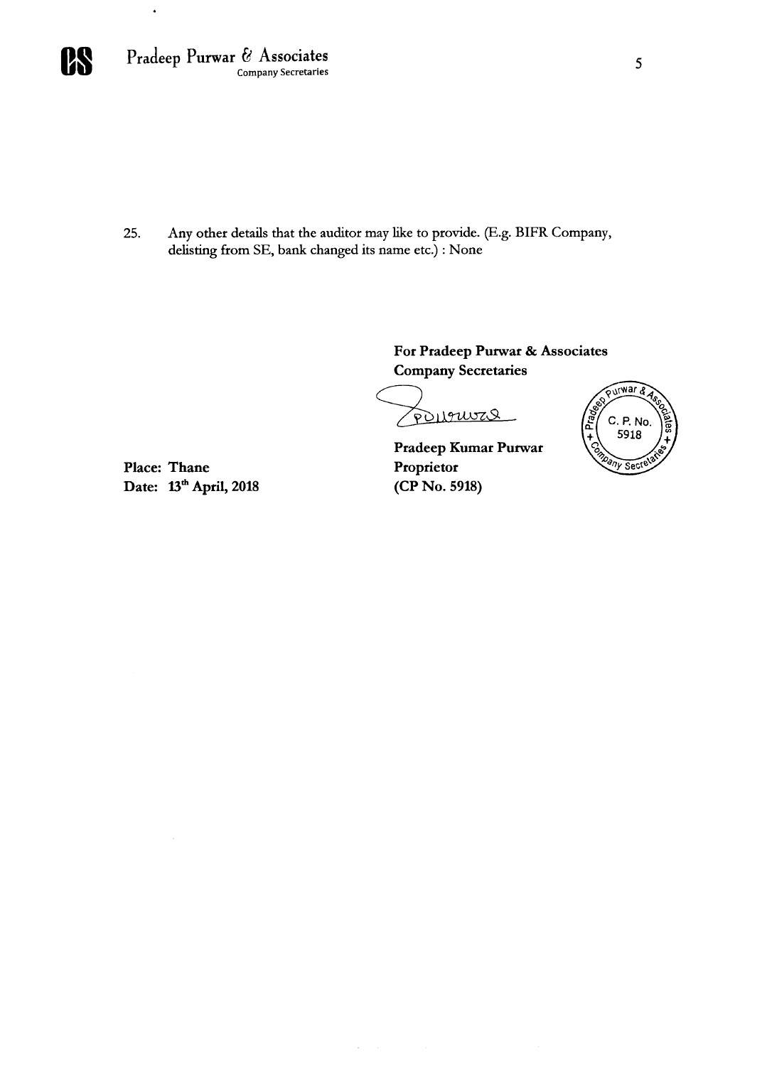25. Any other details that the auditor may like to provide. (E.g. BIFR Company, delisting from SE, bank changed its name etc.) : None

**For Pradeep Purwar & Associates**
**Company Secretaries**

**Pradeep Kumar Purwar**
**Proprietor**
**(CP No. 5918)**

**Place: Thane**
**Date: 13th April, 2018**